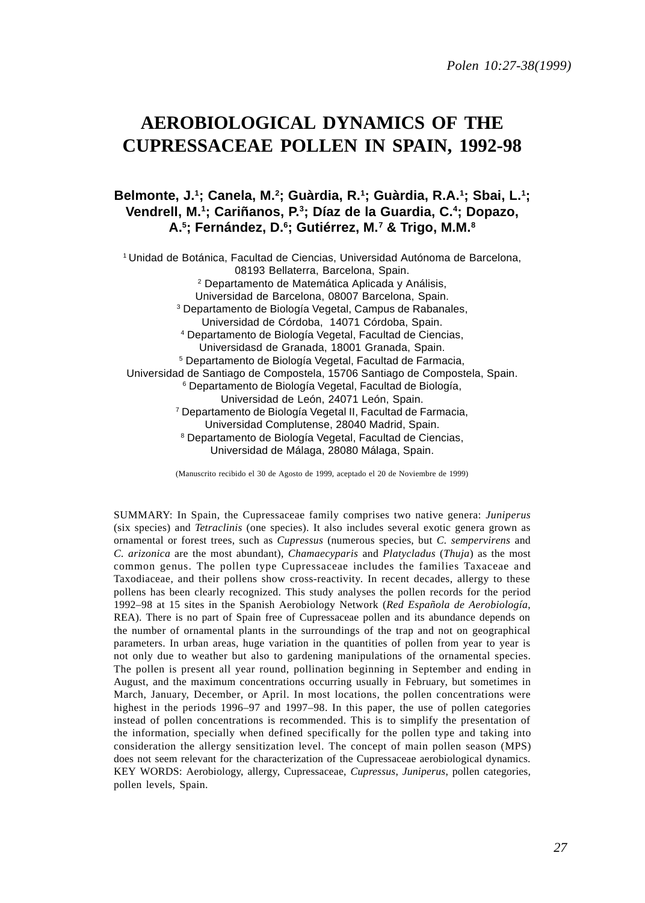# AEROBIOLOGICAL DYNAMICS OF THE CUPRESSACEAE POLLEN IN SPAIN, 1992-98

**Belmonte, J.[1]; Canela, M.[2]; Guàrdia, R.[1]; Guàrdia, R.A.[1]; Sbai, L.[1]; Vendrell, M.[1]; Cariñanos, P.[3]; Díaz de la Guardia, C.[4]; Dopazo, A.[5]; Fernández, D.[6]; Gutiérrez, M.[7] & Trigo, M.M.[8]**

[1] Unidad de Botánica, Facultad de Ciencias, Universidad Autónoma de Barcelona, 08193 Bellaterra, Barcelona, Spain.
[2] Departamento de Matemática Aplicada y Análisis, Universidad de Barcelona, 08007 Barcelona, Spain.
[3] Departamento de Biología Vegetal, Campus de Rabanales, Universidad de Córdoba, 14071 Córdoba, Spain.
[4] Departamento de Biología Vegetal, Facultad de Ciencias, Universidasd de Granada, 18001 Granada, Spain.
[5] Departamento de Biología Vegetal, Facultad de Farmacia, Universidad de Santiago de Compostela, 15706 Santiago de Compostela, Spain.
[6] Departamento de Biología Vegetal, Facultad de Biología, Universidad de León, 24071 León, Spain.
[7] Departamento de Biología Vegetal II, Facultad de Farmacia, Universidad Complutense, 28040 Madrid, Spain.
[8] Departamento de Biología Vegetal, Facultad de Ciencias, Universidad de Málaga, 28080 Málaga, Spain.

(Manuscrito recibido el 30 de Agosto de 1999, aceptado el 20 de Noviembre de 1999)

SUMMARY: In Spain, the Cupressaceae family comprises two native genera: *Juniperus* (six species) and *Tetraclinis* (one species). It also includes several exotic genera grown as ornamental or forest trees, such as *Cupressus* (numerous species, but *C. sempervirens* and *C. arizonica* are the most abundant), *Chamaecyparis* and *Platycladus* (*Thuja*) as the most common genus. The pollen type Cupressaceae includes the families Taxaceae and Taxodiaceae, and their pollens show cross-reactivity. In recent decades, allergy to these pollens has been clearly recognized. This study analyses the pollen records for the period 1992–98 at 15 sites in the Spanish Aerobiology Network (*Red Española de Aerobiología*, REA). There is no part of Spain free of Cupressaceae pollen and its abundance depends on the number of ornamental plants in the surroundings of the trap and not on geographical parameters. In urban areas, huge variation in the quantities of pollen from year to year is not only due to weather but also to gardening manipulations of the ornamental species. The pollen is present all year round, pollination beginning in September and ending in August, and the maximum concentrations occurring usually in February, but sometimes in March, January, December, or April. In most locations, the pollen concentrations were highest in the periods 1996–97 and 1997–98. In this paper, the use of pollen categories instead of pollen concentrations is recommended. This is to simplify the presentation of the information, specially when defined specifically for the pollen type and taking into consideration the allergy sensitization level. The concept of main pollen season (MPS) does not seem relevant for the characterization of the Cupressaceae aerobiological dynamics.
KEY WORDS: Aerobiology, allergy, Cupressaceae, *Cupressus*, *Juniperus*, pollen categories, pollen levels, Spain.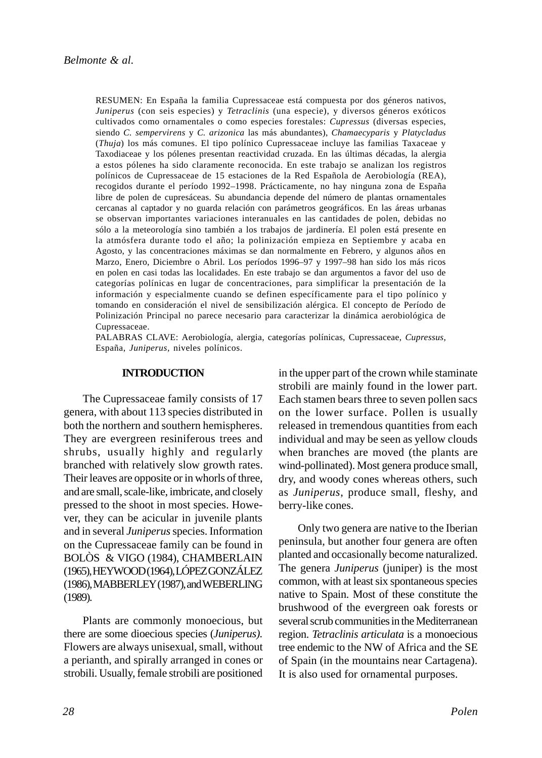RESUMEN: En España la familia Cupressaceae está compuesta por dos géneros nativos, *Juniperus* (con seis especies) y *Tetraclinis* (una especie), y diversos géneros exóticos cultivados como ornamentales o como especies forestales: *Cupressus* (diversas especies, siendo *C. sempervirens* y *C. arizonica* las más abundantes), *Chamaecyparis* y *Platycladus* (*Thuja*) los más comunes. El tipo polínico Cupressaceae incluye las familias Taxaceae y Taxodiaceae y los pólenes presentan reactividad cruzada. En las últimas décadas, la alergia a estos pólenes ha sido claramente reconocida. En este trabajo se analizan los registros polínicos de Cupressaceae de 15 estaciones de la Red Española de Aerobiología (REA), recogidos durante el período 1992–1998. Prácticamente, no hay ninguna zona de España libre de polen de cupresáceas. Su abundancia depende del número de plantas ornamentales cercanas al captador y no guarda relación con parámetros geográficos. En las áreas urbanas se observan importantes variaciones interanuales en las cantidades de polen, debidas no sólo a la meteorología sino también a los trabajos de jardinería. El polen está presente en la atmósfera durante todo el año; la polinización empieza en Septiembre y acaba en Agosto, y las concentraciones máximas se dan normalmente en Febrero, y algunos años en Marzo, Enero, Diciembre o Abril. Los períodos 1996–97 y 1997–98 han sido los más ricos en polen en casi todas las localidades. En este trabajo se dan argumentos a favor del uso de categorías polínicas en lugar de concentraciones, para simplificar la presentación de la información y especialmente cuando se definen específicamente para el tipo polínico y tomando en consideración el nivel de sensibilización alérgica. El concepto de Período de Polinización Principal no parece necesario para caracterizar la dinámica aerobiológica de Cupressaceae.

PALABRAS CLAVE: Aerobiología, alergia, categorías polínicas, Cupressaceae, *Cupressus*, España, *Juniperus*, niveles polínicos.

## INTRODUCTION

The Cupressaceae family consists of 17 genera, with about 113 species distributed in both the northern and southern hemispheres. They are evergreen resiniferous trees and shrubs, usually highly and regularly branched with relatively slow growth rates. Their leaves are opposite or in whorls of three, and are small, scale-like, imbricate, and closely pressed to the shoot in most species. However, they can be acicular in juvenile plants and in several *Juniperus* species. Information on the Cupressaceae family can be found in BOLÒS & VIGO (1984), CHAMBERLAIN (1965), HEYWOOD (1964), LÓPEZ GONZÁLEZ (1986), MABBERLEY (1987), and WEBERLING (1989).

Plants are commonly monoecious, but there are some dioecious species (*Juniperus).* Flowers are always unisexual, small, without a perianth, and spirally arranged in cones or strobili. Usually, female strobili are positioned in the upper part of the crown while staminate strobili are mainly found in the lower part. Each stamen bears three to seven pollen sacs on the lower surface. Pollen is usually released in tremendous quantities from each individual and may be seen as yellow clouds when branches are moved (the plants are wind-pollinated). Most genera produce small, dry, and woody cones whereas others, such as *Juniperus*, produce small, fleshy, and berry-like cones.

Only two genera are native to the Iberian peninsula, but another four genera are often planted and occasionally become naturalized. The genera *Juniperus* (juniper) is the most common, with at least six spontaneous species native to Spain. Most of these constitute the brushwood of the evergreen oak forests or several scrub communities in the Mediterranean region. *Tetraclinis articulata* is a monoecious tree endemic to the NW of Africa and the SE of Spain (in the mountains near Cartagena). It is also used for ornamental purposes.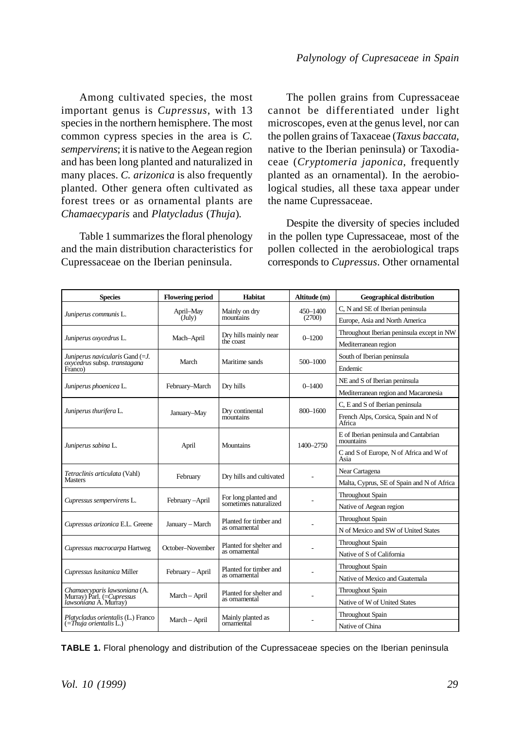Among cultivated species, the most important genus is *Cupressus*, with 13 species in the northern hemisphere. The most common cypress species in the area is *C. sempervirens*; it is native to the Aegean region and has been long planted and naturalized in many places. *C. arizonica* is also frequently planted. Other genera often cultivated as forest trees or as ornamental plants are *Chamaecyparis* and *Platycladus* (*Thuja*).

Table 1 summarizes the floral phenology and the main distribution characteristics for Cupressaceae on the Iberian peninsula.

The pollen grains from Cupressaceae cannot be differentiated under light microscopes, even at the genus level, nor can the pollen grains of Taxaceae (*Taxus baccata*, native to the Iberian peninsula) or Taxodiaceae (*Cryptomeria japonica*, frequently planted as an ornamental). In the aerobiological studies, all these taxa appear under the name Cupressaceae.

Despite the diversity of species included in the pollen type Cupressaceae, most of the pollen collected in the aerobiological traps corresponds to *Cupressus*. Other ornamental

| Species | Flowering period | Habitat | Altitude (m) | Geographical distribution |
|---|---|---|---|---|
| *Juniperus communis* L. | April–May (July) | Mainly on dry mountains | 450–1400 (2700) | C, N and SE of Iberian peninsula |
| | | | | Europe, Asia and North America |
| *Juniperus oxycedrus* L. | Mach–April | Dry hills mainly near the coast | 0–1200 | Throughout Iberian peninsula except in NW |
| | | | | Mediterranean region |
| *Juniperus navicularis* Gand (=*J. oxycedrus* subsp. *transtagana* Franco) | March | Maritime sands | 500–1000 | South of Iberian peninsula |
| | | | | Endemic |
| *Juniperus phoenicea* L. | February–March | Dry hills | 0–1400 | NE and S of Iberian peninsula |
| | | | | Mediterranean region and Macaronesia |
| *Juniperus thurifera* L. | January–May | Dry continental mountains | 800–1600 | C, E and S of Iberian peninsula |
| | | | | French Alps, Corsica, Spain and N of Africa |
| *Juniperus sabina* L. | April | Mountains | 1400–2750 | E of Iberian peninsula and Cantabrian mountains |
| | | | | C and S of Europe, N of Africa and W of Asia |
| *Tetraclinis articulata* (Vahl) Masters | February | Dry hills and cultivated | - | Near Cartagena |
| | | | | Malta, Cyprus, SE of Spain and N of Africa |
| *Cupressus sempervirens* L. | February –April | For long planted and sometimes naturalized | - | Throughout Spain |
| | | | | Native of Aegean region |
| *Cupressus arizonica* E.L. Greene | January – March | Planted for timber and as ornamental | - | Throughout Spain |
| | | | | N of Mexico and SW of United States |
| *Cupressus macrocarpa* Hartweg | October–November | Planted for shelter and as ornamental | - | Throughout Spain |
| | | | | Native of S of California |
| *Cupressus lusitanica* Miller | February – April | Planted for timber and as ornamental | - | Throughout Spain |
| | | | | Native of Mexico and Guatemala |
| *Chamaecyparis lawsoniana* (A. Murray) Parl. (=*Cupressus lawsoniana* A. Murray) | March – April | Planted for shelter and as ornamental | - | Throughout Spain |
| | | | | Native of W of United States |
| *Platycladus orientalis* (L.) Franco (=*Thuja orientalis* L.) | March – April | Mainly planted as ornamental | - | Throughout Spain |
| | | | | Native of China |

**TABLE 1.** Floral phenology and distribution of the Cupressaceae species on the Iberian peninsula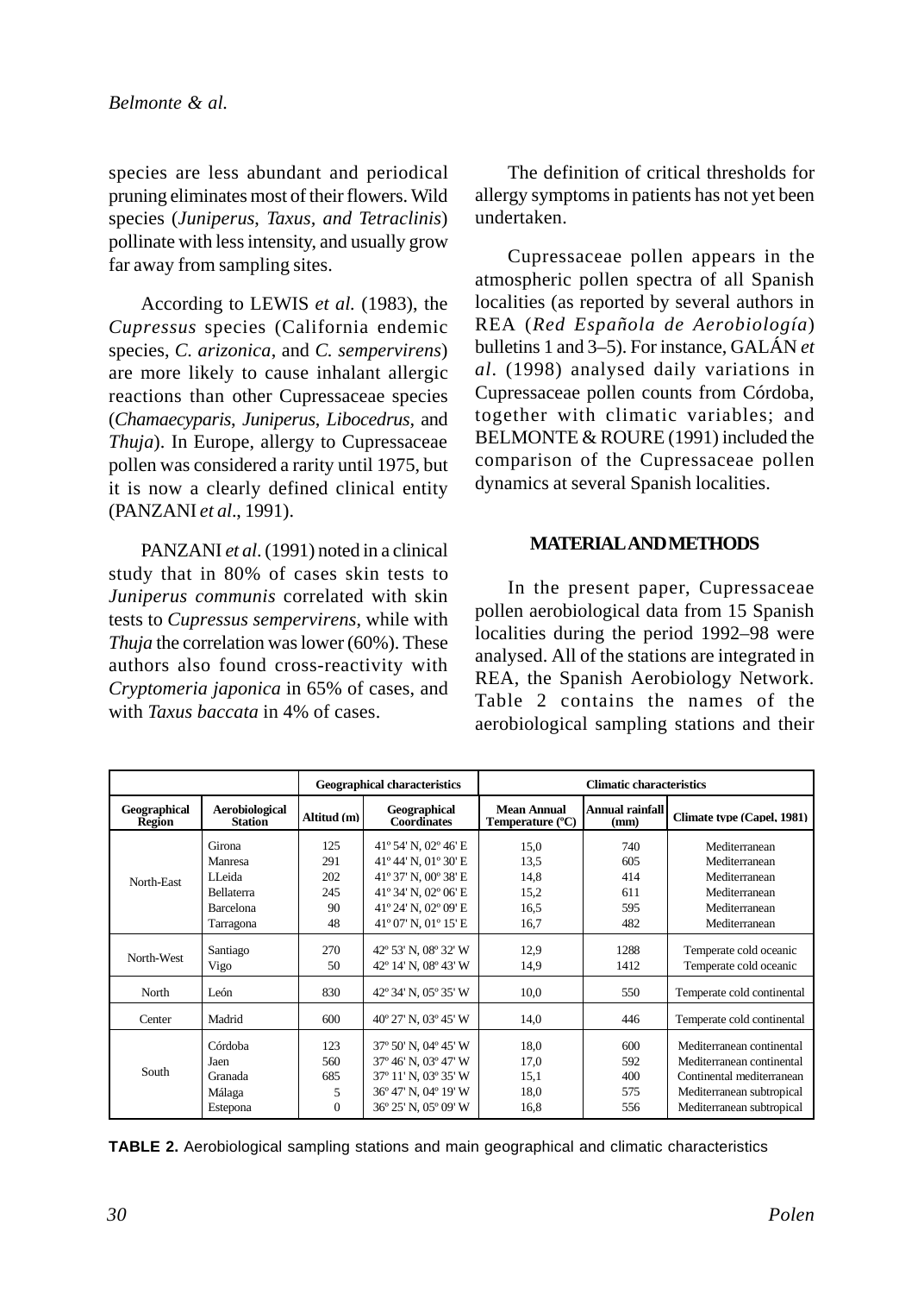species are less abundant and periodical pruning eliminates most of their flowers. Wild species (*Juniperus*, *Taxus*, *and Tetraclinis*) pollinate with less intensity, and usually grow far away from sampling sites.

According to LEWIS *et al.* (1983), the *Cupressus* species (California endemic species, *C. arizonica*, and *C. sempervirens*) are more likely to cause inhalant allergic reactions than other Cupressaceae species (*Chamaecyparis*, *Juniperus*, *Libocedrus*, and *Thuja*). In Europe, allergy to Cupressaceae pollen was considered a rarity until 1975, but it is now a clearly defined clinical entity (PANZANI *et al*., 1991).

PANZANI *et al.* (1991) noted in a clinical study that in 80% of cases skin tests to *Juniperus communis* correlated with skin tests to *Cupressus sempervirens*, while with *Thuja* the correlation was lower (60%). These authors also found cross-reactivity with *Cryptomeria japonica* in 65% of cases, and with *Taxus baccata* in 4% of cases.

The definition of critical thresholds for allergy symptoms in patients has not yet been undertaken.

Cupressaceae pollen appears in the atmospheric pollen spectra of all Spanish localities (as reported by several authors in REA (*Red Española de Aerobiología*) bulletins 1 and 3–5). For instance, GALÁN *et al*. (1998) analysed daily variations in Cupressaceae pollen counts from Córdoba, together with climatic variables; and BELMONTE & ROURE (1991) included the comparison of the Cupressaceae pollen dynamics at several Spanish localities.

## MATERIAL AND METHODS

In the present paper, Cupressaceae pollen aerobiological data from 15 Spanish localities during the period 1992–98 were analysed. All of the stations are integrated in REA, the Spanish Aerobiology Network. Table 2 contains the names of the aerobiological sampling stations and their

| | | Geographical characteristics | | Climatic characteristics | | |
|---|---|---|---|---|---|---|
| Geographical Region | Aerobiological Station | Altitud (m) | Geographical Coordinates | Mean Annual Temperature (ºC) | Annual rainfall (mm) | Climate type (Capel, 1981) |
| North-East | Girona | 125 | 41º 54' N, 02º 46' E | 15,0 | 740 | Mediterranean |
| | Manresa | 291 | 41º 44' N, 01º 30' E | 13,5 | 605 | Mediterranean |
| | LLeida | 202 | 41º 37' N, 00º 38' E | 14,8 | 414 | Mediterranean |
| | Bellaterra | 245 | 41º 34' N, 02º 06' E | 15,2 | 611 | Mediterranean |
| | Barcelona | 90 | 41º 24' N, 02º 09' E | 16,5 | 595 | Mediterranean |
| | Tarragona | 48 | 41º 07' N, 01º 15' E | 16,7 | 482 | Mediterranean |
| North-West | Santiago | 270 | 42º 53' N, 08º 32' W | 12,9 | 1288 | Temperate cold oceanic |
| | Vigo | 50 | 42º 14' N, 08º 43' W | 14,9 | 1412 | Temperate cold oceanic |
| North | León | 830 | 42º 34' N, 05º 35' W | 10,0 | 550 | Temperate cold continental |
| Center | Madrid | 600 | 40º 27' N, 03º 45' W | 14,0 | 446 | Temperate cold continental |
| South | Córdoba | 123 | 37º 50' N, 04º 45' W | 18,0 | 600 | Mediterranean continental |
| | Jaen | 560 | 37º 46' N, 03º 47' W | 17,0 | 592 | Mediterranean continental |
| | Granada | 685 | 37º 11' N, 03º 35' W | 15,1 | 400 | Continental mediterranean |
| | Málaga | 5 | 36º 47' N, 04º 19' W | 18,0 | 575 | Mediterranean subtropical |
| | Estepona | 0 | 36º 25' N, 05º 09' W | 16,8 | 556 | Mediterranean subtropical |

**TABLE 2.** Aerobiological sampling stations and main geographical and climatic characteristics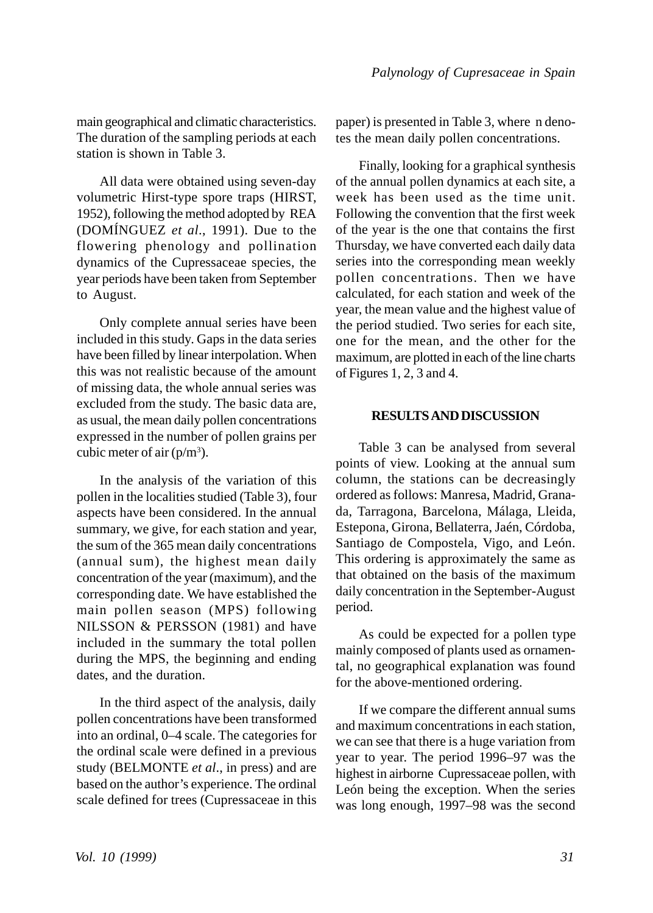main geographical and climatic characteristics. The duration of the sampling periods at each station is shown in Table 3.

All data were obtained using seven-day volumetric Hirst-type spore traps (HIRST, 1952), following the method adopted by REA (DOMÍNGUEZ *et al*., 1991). Due to the flowering phenology and pollination dynamics of the Cupressaceae species, the year periods have been taken from September to August.

Only complete annual series have been included in this study. Gaps in the data series have been filled by linear interpolation. When this was not realistic because of the amount of missing data, the whole annual series was excluded from the study. The basic data are, as usual, the mean daily pollen concentrations expressed in the number of pollen grains per cubic meter of air ($p/m^3$).

In the analysis of the variation of this pollen in the localities studied (Table 3), four aspects have been considered. In the annual summary, we give, for each station and year, the sum of the 365 mean daily concentrations (annual sum), the highest mean daily concentration of the year (maximum), and the corresponding date. We have established the main pollen season (MPS) following NILSSON & PERSSON (1981) and have included in the summary the total pollen during the MPS, the beginning and ending dates, and the duration.

In the third aspect of the analysis, daily pollen concentrations have been transformed into an ordinal, 0–4 scale. The categories for the ordinal scale were defined in a previous study (BELMONTE *et al*., in press) and are based on the author's experience. The ordinal scale defined for trees (Cupressaceae in this paper) is presented in Table 3, where n denotes the mean daily pollen concentrations.

Finally, looking for a graphical synthesis of the annual pollen dynamics at each site, a week has been used as the time unit. Following the convention that the first week of the year is the one that contains the first Thursday, we have converted each daily data series into the corresponding mean weekly pollen concentrations. Then we have calculated, for each station and week of the year, the mean value and the highest value of the period studied. Two series for each site, one for the mean, and the other for the maximum, are plotted in each of the line charts of Figures 1, 2, 3 and 4.

## RESULTS AND DISCUSSION

Table 3 can be analysed from several points of view. Looking at the annual sum column, the stations can be decreasingly ordered as follows: Manresa, Madrid, Granada, Tarragona, Barcelona, Málaga, Lleida, Estepona, Girona, Bellaterra, Jaén, Córdoba, Santiago de Compostela, Vigo, and León. This ordering is approximately the same as that obtained on the basis of the maximum daily concentration in the September-August period.

As could be expected for a pollen type mainly composed of plants used as ornamental, no geographical explanation was found for the above-mentioned ordering.

If we compare the different annual sums and maximum concentrations in each station, we can see that there is a huge variation from year to year. The period 1996–97 was the highest in airborne Cupressaceae pollen, with León being the exception. When the series was long enough, 1997–98 was the second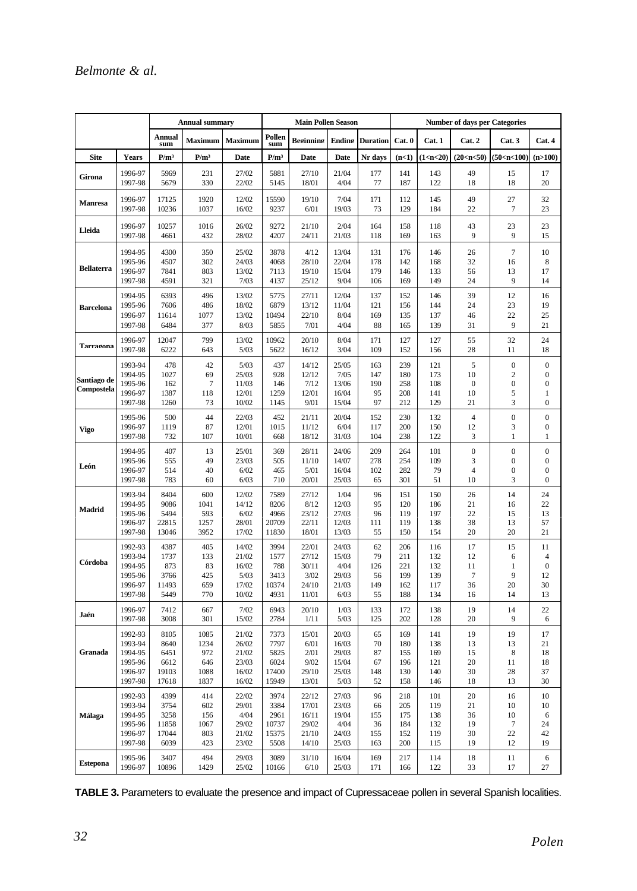| | | Annual summary | | | Main Pollen Season | | | | Number of days per Categories | | | | |
|---|---|---|---|---|---|---|---|---|---|---|---|---|---|
| | | Annual sum | Maximum | Maximum | Pollen sum | Beginning | Ending | Duration | Cat. 0 | Cat. 1 | Cat. 2 | Cat. 3 | Cat. 4 |
| Site | Years | P/m³ | P/m³ | Date | P/m³ | Date | Date | Nr days | (n<1) | (1<n<20) | (20<n<50) | (50<n<100) | (n>100) |
| Girona | 1996-97 | 5969 | 231 | 27/02 | 5881 | 27/10 | 21/04 | 177 | 141 | 143 | 49 | 15 | 17 |
| | 1997-98 | 5679 | 330 | 22/02 | 5145 | 18/01 | 4/04 | 77 | 187 | 122 | 18 | 18 | 20 |
| Manresa | 1996-97 | 17125 | 1920 | 12/02 | 15590 | 19/10 | 7/04 | 171 | 112 | 145 | 49 | 27 | 32 |
| | 1997-98 | 10236 | 1037 | 16/02 | 9237 | 6/01 | 19/03 | 73 | 129 | 184 | 22 | 7 | 23 |
| Lleida | 1996-97 | 10257 | 1016 | 26/02 | 9272 | 21/10 | 2/04 | 164 | 158 | 118 | 43 | 23 | 23 |
| | 1997-98 | 4661 | 432 | 28/02 | 4207 | 24/11 | 21/03 | 118 | 169 | 163 | 9 | 9 | 15 |
| Bellaterra | 1994-95 | 4300 | 350 | 25/02 | 3878 | 4/12 | 13/04 | 131 | 176 | 146 | 26 | 7 | 10 |
| | 1995-96 | 4507 | 302 | 24/03 | 4068 | 28/10 | 22/04 | 178 | 142 | 168 | 32 | 16 | 8 |
| | 1996-97 | 7841 | 803 | 13/02 | 7113 | 19/10 | 15/04 | 179 | 146 | 133 | 56 | 13 | 17 |
| | 1997-98 | 4591 | 321 | 7/03 | 4137 | 25/12 | 9/04 | 106 | 169 | 149 | 24 | 9 | 14 |
| Barcelona | 1994-95 | 6393 | 496 | 13/02 | 5775 | 27/11 | 12/04 | 137 | 152 | 146 | 39 | 12 | 16 |
| | 1995-96 | 7606 | 486 | 18/02 | 6879 | 13/12 | 11/04 | 121 | 156 | 144 | 24 | 23 | 19 |
| | 1996-97 | 11614 | 1077 | 13/02 | 10494 | 22/10 | 8/04 | 169 | 135 | 137 | 46 | 22 | 25 |
| | 1997-98 | 6484 | 377 | 8/03 | 5855 | 7/01 | 4/04 | 88 | 165 | 139 | 31 | 9 | 21 |
| Tarragona | 1996-97 | 12047 | 799 | 13/02 | 10962 | 20/10 | 8/04 | 171 | 127 | 127 | 55 | 32 | 24 |
| | 1997-98 | 6222 | 643 | 5/03 | 5622 | 16/12 | 3/04 | 109 | 152 | 156 | 28 | 11 | 18 |
| Santiago de Compostela | 1993-94 | 478 | 42 | 5/03 | 437 | 14/12 | 25/05 | 163 | 239 | 121 | 5 | 0 | 0 |
| | 1994-95 | 1027 | 69 | 25/03 | 928 | 12/12 | 7/05 | 147 | 180 | 173 | 10 | 2 | 0 |
| | 1995-96 | 162 | 7 | 11/03 | 146 | 7/12 | 13/06 | 190 | 258 | 108 | 0 | 0 | 0 |
| | 1996-97 | 1387 | 118 | 12/01 | 1259 | 12/01 | 16/04 | 95 | 208 | 141 | 10 | 5 | 1 |
| | 1997-98 | 1260 | 73 | 10/02 | 1145 | 9/01 | 15/04 | 97 | 212 | 129 | 21 | 3 | 0 |
| Vigo | 1995-96 | 500 | 44 | 22/03 | 452 | 21/11 | 20/04 | 152 | 230 | 132 | 4 | 0 | 0 |
| | 1996-97 | 1119 | 87 | 12/01 | 1015 | 11/12 | 6/04 | 117 | 200 | 150 | 12 | 3 | 0 |
| | 1997-98 | 732 | 107 | 10/01 | 668 | 18/12 | 31/03 | 104 | 238 | 122 | 3 | 1 | 1 |
| León | 1994-95 | 407 | 13 | 25/01 | 369 | 28/11 | 24/06 | 209 | 264 | 101 | 0 | 0 | 0 |
| | 1995-96 | 555 | 49 | 23/03 | 505 | 11/10 | 14/07 | 278 | 254 | 109 | 3 | 0 | 0 |
| | 1996-97 | 514 | 40 | 6/02 | 465 | 5/01 | 16/04 | 102 | 282 | 79 | 4 | 0 | 0 |
| | 1997-98 | 783 | 60 | 6/03 | 710 | 20/01 | 25/03 | 65 | 301 | 51 | 10 | 3 | 0 |
| Madrid | 1993-94 | 8404 | 600 | 12/02 | 7589 | 27/12 | 1/04 | 96 | 151 | 150 | 26 | 14 | 24 |
| | 1994-95 | 9086 | 1041 | 14/12 | 8206 | 8/12 | 12/03 | 95 | 120 | 186 | 21 | 16 | 22 |
| | 1995-96 | 5494 | 593 | 6/02 | 4966 | 23/12 | 27/03 | 96 | 119 | 197 | 22 | 15 | 13 |
| | 1996-97 | 22815 | 1257 | 28/01 | 20709 | 22/11 | 12/03 | 111 | 119 | 138 | 38 | 13 | 57 |
| | 1997-98 | 13046 | 3952 | 17/02 | 11830 | 18/01 | 13/03 | 55 | 150 | 154 | 20 | 20 | 21 |
| Córdoba | 1992-93 | 4387 | 405 | 14/02 | 3994 | 22/01 | 24/03 | 62 | 206 | 116 | 17 | 15 | 11 |
| | 1993-94 | 1737 | 133 | 21/02 | 1577 | 27/12 | 15/03 | 79 | 211 | 132 | 12 | 6 | 4 |
| | 1994-95 | 873 | 83 | 16/02 | 788 | 30/11 | 4/04 | 126 | 221 | 132 | 11 | 1 | 0 |
| | 1995-96 | 3766 | 425 | 5/03 | 3413 | 3/02 | 29/03 | 56 | 199 | 139 | 7 | 9 | 12 |
| | 1996-97 | 11493 | 659 | 17/02 | 10374 | 24/10 | 21/03 | 149 | 162 | 117 | 36 | 20 | 30 |
| | 1997-98 | 5449 | 770 | 10/02 | 4931 | 11/01 | 6/03 | 55 | 188 | 134 | 16 | 14 | 13 |
| Jaén | 1996-97 | 7412 | 667 | 7/02 | 6943 | 20/10 | 1/03 | 133 | 172 | 138 | 19 | 14 | 22 |
| | 1997-98 | 3008 | 301 | 15/02 | 2784 | 1/11 | 5/03 | 125 | 202 | 128 | 20 | 9 | 6 |
| Granada | 1992-93 | 8105 | 1085 | 21/02 | 7373 | 15/01 | 20/03 | 65 | 169 | 141 | 19 | 19 | 17 |
| | 1993-94 | 8640 | 1234 | 26/02 | 7797 | 6/01 | 16/03 | 70 | 180 | 138 | 13 | 13 | 21 |
| | 1994-95 | 6451 | 972 | 21/02 | 5825 | 2/01 | 29/03 | 87 | 155 | 169 | 15 | 8 | 18 |
| | 1995-96 | 6612 | 646 | 23/03 | 6024 | 9/02 | 15/04 | 67 | 196 | 121 | 20 | 11 | 18 |
| | 1996-97 | 19103 | 1088 | 16/02 | 17400 | 29/10 | 25/03 | 148 | 130 | 140 | 30 | 28 | 37 |
| | 1997-98 | 17618 | 1837 | 16/02 | 15949 | 13/01 | 5/03 | 52 | 158 | 146 | 18 | 13 | 30 |
| Málaga | 1992-93 | 4399 | 414 | 22/02 | 3974 | 22/12 | 27/03 | 96 | 218 | 101 | 20 | 16 | 10 |
| | 1993-94 | 3754 | 602 | 29/01 | 3384 | 17/01 | 23/03 | 66 | 205 | 119 | 21 | 10 | 10 |
| | 1994-95 | 3258 | 156 | 4/04 | 2961 | 16/11 | 19/04 | 155 | 175 | 138 | 36 | 10 | 6 |
| | 1995-96 | 11858 | 1067 | 29/02 | 10737 | 29/02 | 4/04 | 36 | 184 | 132 | 19 | 7 | 24 |
| | 1996-97 | 17044 | 803 | 21/02 | 15375 | 21/10 | 24/03 | 155 | 152 | 119 | 30 | 22 | 42 |
| | 1997-98 | 6039 | 423 | 23/02 | 5508 | 14/10 | 25/03 | 163 | 200 | 115 | 19 | 12 | 19 |
| Estepona | 1995-96 | 3407 | 494 | 29/03 | 3089 | 31/10 | 16/04 | 169 | 217 | 114 | 18 | 11 | 6 |
| | 1996-97 | 10896 | 1429 | 25/02 | 10166 | 6/10 | 25/03 | 171 | 166 | 122 | 33 | 17 | 27 |

**TABLE 3.** Parameters to evaluate the presence and impact of Cupressaceae pollen in several Spanish localities.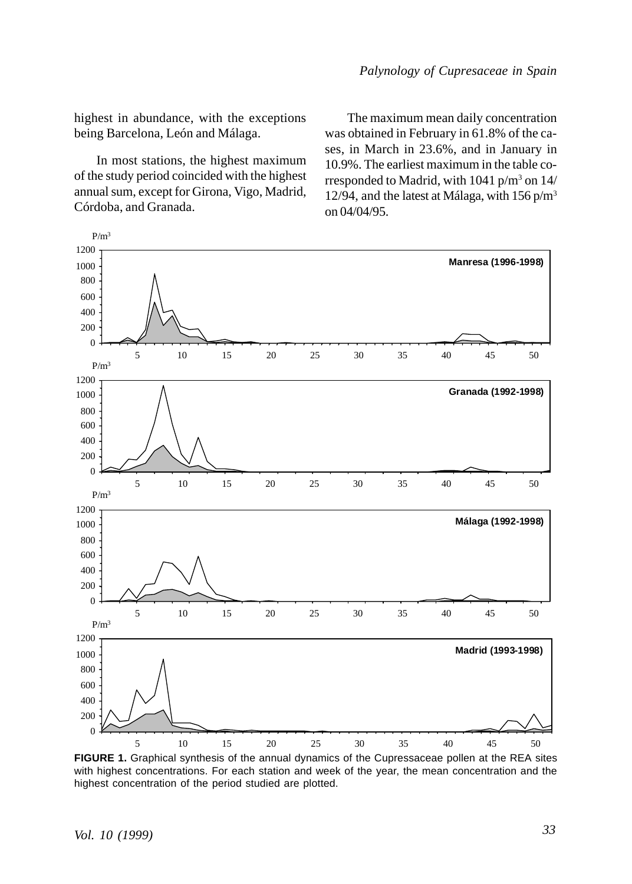highest in abundance, with the exceptions being Barcelona, León and Málaga.

In most stations, the highest maximum of the study period coincided with the highest annual sum, except for Girona, Vigo, Madrid, Córdoba, and Granada.

The maximum mean daily concentration was obtained in February in 61.8% of the cases, in March in 23.6%, and in January in 10.9%. The earliest maximum in the table corresponded to Madrid, with 1041 p/m$^3$ on 14/12/94, and the latest at Málaga, with 156 p/m$^3$ on 04/04/95.

**FIGURE 1.** Graphical synthesis of the annual dynamics of the Cupressaceae pollen at the REA sites with highest concentrations. For each station and week of the year, the mean concentration and the highest concentration of the period studied are plotted.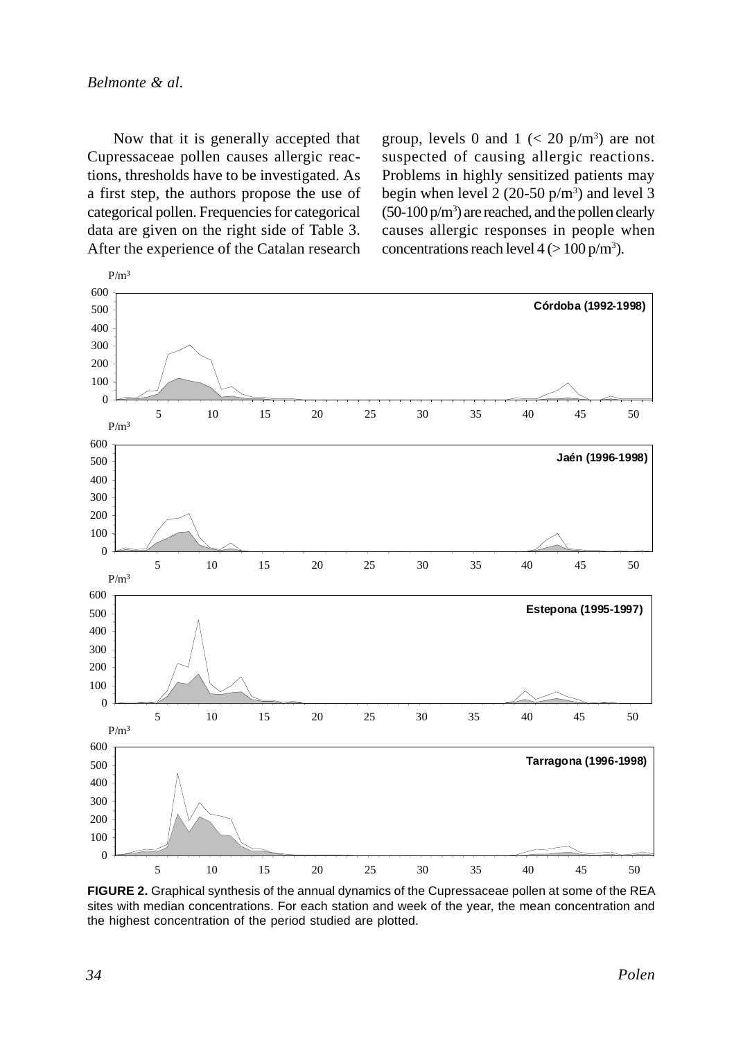Now that it is generally accepted that Cupressaceae pollen causes allergic reactions, thresholds have to be investigated. As a first step, the authors propose the use of categorical pollen. Frequencies for categorical data are given on the right side of Table 3. After the experience of the Catalan research group, levels 0 and 1 (< 20 p/m$^3$) are not suspected of causing allergic reactions. Problems in highly sensitized patients may begin when level 2 (20-50 p/m$^3$) and level 3 (50-100 p/m$^3$) are reached, and the pollen clearly causes allergic responses in people when concentrations reach level 4 (> 100 p/m$^3$).

**FIGURE 2.** Graphical synthesis of the annual dynamics of the Cupressaceae pollen at some of the REA sites with median concentrations. For each station and week of the year, the mean concentration and the highest concentration of the period studied are plotted.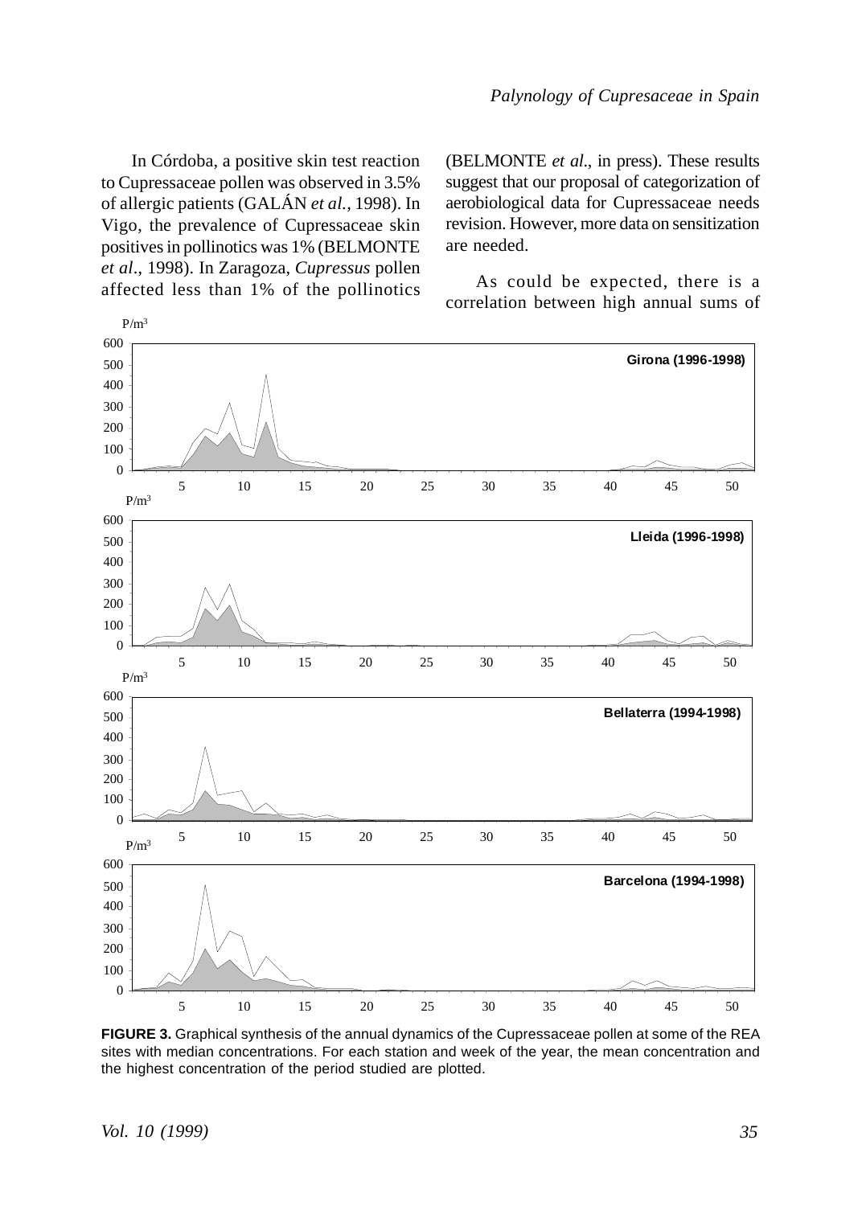In Córdoba, a positive skin test reaction to Cupressaceae pollen was observed in 3.5% of allergic patients (GALÁN *et al.*, 1998). In Vigo, the prevalence of Cupressaceae skin positives in pollinotics was 1% (BELMONTE *et al*., 1998). In Zaragoza, *Cupressus* pollen affected less than 1% of the pollinotics (BELMONTE *et al*., in press). These results suggest that our proposal of categorization of aerobiological data for Cupressaceae needs revision. However, more data on sensitization are needed.

As could be expected, there is a correlation between high annual sums of

**FIGURE 3.** Graphical synthesis of the annual dynamics of the Cupressaceae pollen at some of the REA sites with median concentrations. For each station and week of the year, the mean concentration and the highest concentration of the period studied are plotted.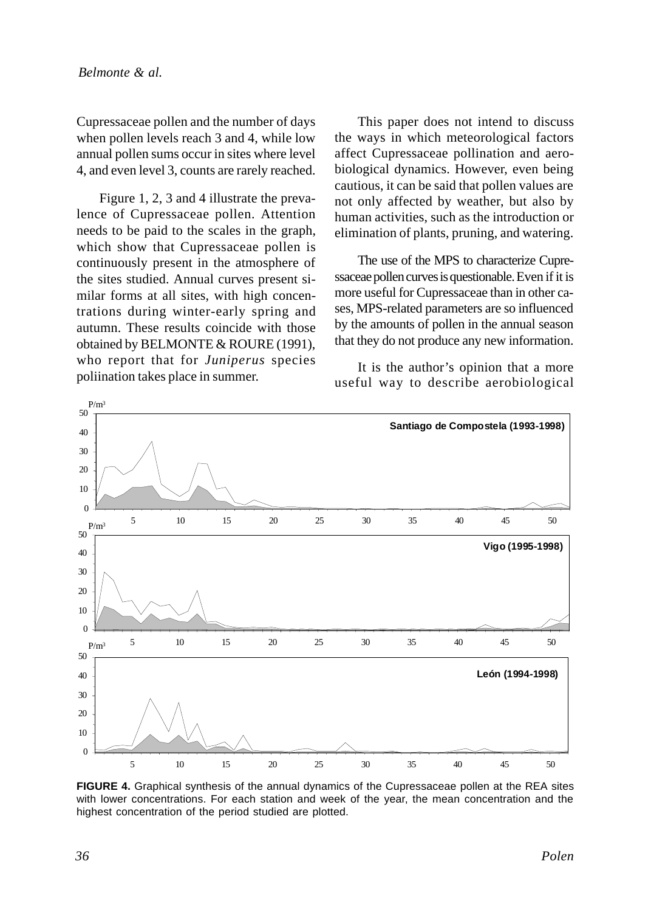Cupressaceae pollen and the number of days when pollen levels reach 3 and 4, while low annual pollen sums occur in sites where level 4, and even level 3, counts are rarely reached.

Figure 1, 2, 3 and 4 illustrate the prevalence of Cupressaceae pollen. Attention needs to be paid to the scales in the graph, which show that Cupressaceae pollen is continuously present in the atmosphere of the sites studied. Annual curves present similar forms at all sites, with high concentrations during winter-early spring and autumn. These results coincide with those obtained by BELMONTE & ROURE (1991), who report that for *Juniperus* species poliination takes place in summer.

This paper does not intend to discuss the ways in which meteorological factors affect Cupressaceae pollination and aerobiological dynamics. However, even being cautious, it can be said that pollen values are not only affected by weather, but also by human activities, such as the introduction or elimination of plants, pruning, and watering.

The use of the MPS to characterize Cupressaceae pollen curves is questionable. Even if it is more useful for Cupressaceae than in other cases, MPS-related parameters are so influenced by the amounts of pollen in the annual season that they do not produce any new information.

It is the author's opinion that a more useful way to describe aerobiological

**FIGURE 4.** Graphical synthesis of the annual dynamics of the Cupressaceae pollen at the REA sites with lower concentrations. For each station and week of the year, the mean concentration and the highest concentration of the period studied are plotted.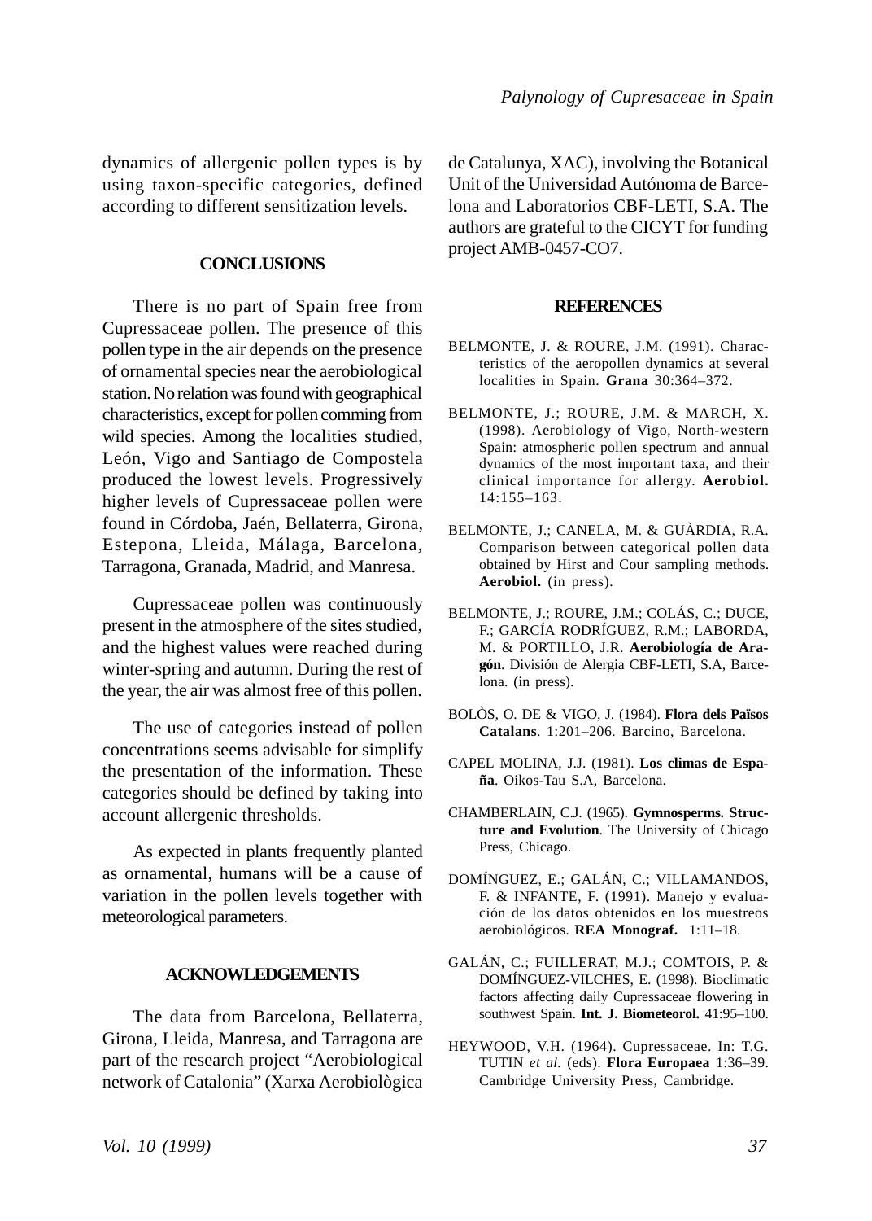dynamics of allergenic pollen types is by using taxon-specific categories, defined according to different sensitization levels.

## CONCLUSIONS

There is no part of Spain free from Cupressaceae pollen. The presence of this pollen type in the air depends on the presence of ornamental species near the aerobiological station. No relation was found with geographical characteristics, except for pollen comming from wild species. Among the localities studied, León, Vigo and Santiago de Compostela produced the lowest levels. Progressively higher levels of Cupressaceae pollen were found in Córdoba, Jaén, Bellaterra, Girona, Estepona, Lleida, Málaga, Barcelona, Tarragona, Granada, Madrid, and Manresa.

Cupressaceae pollen was continuously present in the atmosphere of the sites studied, and the highest values were reached during winter-spring and autumn. During the rest of the year, the air was almost free of this pollen.

The use of categories instead of pollen concentrations seems advisable for simplify the presentation of the information. These categories should be defined by taking into account allergenic thresholds.

As expected in plants frequently planted as ornamental, humans will be a cause of variation in the pollen levels together with meteorological parameters.

## ACKNOWLEDGEMENTS

The data from Barcelona, Bellaterra, Girona, Lleida, Manresa, and Tarragona are part of the research project "Aerobiological network of Catalonia" (Xarxa Aerobiològica de Catalunya, XAC), involving the Botanical Unit of the Universidad Autónoma de Barcelona and Laboratorios CBF-LETI, S.A. The authors are grateful to the CICYT for funding project AMB-0457-CO7.

## REFERENCES

BELMONTE, J. & ROURE, J.M. (1991). Characteristics of the aeropollen dynamics at several localities in Spain. **Grana** 30:364–372.

BELMONTE, J.; ROURE, J.M. & MARCH, X. (1998). Aerobiology of Vigo, North-western Spain: atmospheric pollen spectrum and annual dynamics of the most important taxa, and their clinical importance for allergy. **Aerobiol.** 14:155–163.

BELMONTE, J.; CANELA, M. & GUÀRDIA, R.A. Comparison between categorical pollen data obtained by Hirst and Cour sampling methods. **Aerobiol.** (in press).

BELMONTE, J.; ROURE, J.M.; COLÁS, C.; DUCE, F.; GARCÍA RODRÍGUEZ, R.M.; LABORDA, M. & PORTILLO, J.R. **Aerobiología de Aragón**. División de Alergia CBF-LETI, S.A, Barcelona. (in press).

BOLÒS, O. DE & VIGO, J. (1984). **Flora dels Països Catalans**. 1:201–206. Barcino, Barcelona.

CAPEL MOLINA, J.J. (1981). **Los climas de España**. Oikos-Tau S.A, Barcelona.

CHAMBERLAIN, C.J. (1965). **Gymnosperms. Structure and Evolution**. The University of Chicago Press, Chicago.

DOMÍNGUEZ, E.; GALÁN, C.; VILLAMANDOS, F. & INFANTE, F. (1991). Manejo y evaluación de los datos obtenidos en los muestreos aerobiológicos. **REA Monograf.** 1:11–18.

GALÁN, C.; FUILLERAT, M.J.; COMTOIS, P. & DOMÍNGUEZ-VILCHES, E. (1998). Bioclimatic factors affecting daily Cupressaceae flowering in southwest Spain. **Int. J. Biometeorol.** 41:95–100.

HEYWOOD, V.H. (1964). Cupressaceae. In: T.G. TUTIN *et al.* (eds). **Flora Europaea** 1:36–39. Cambridge University Press, Cambridge.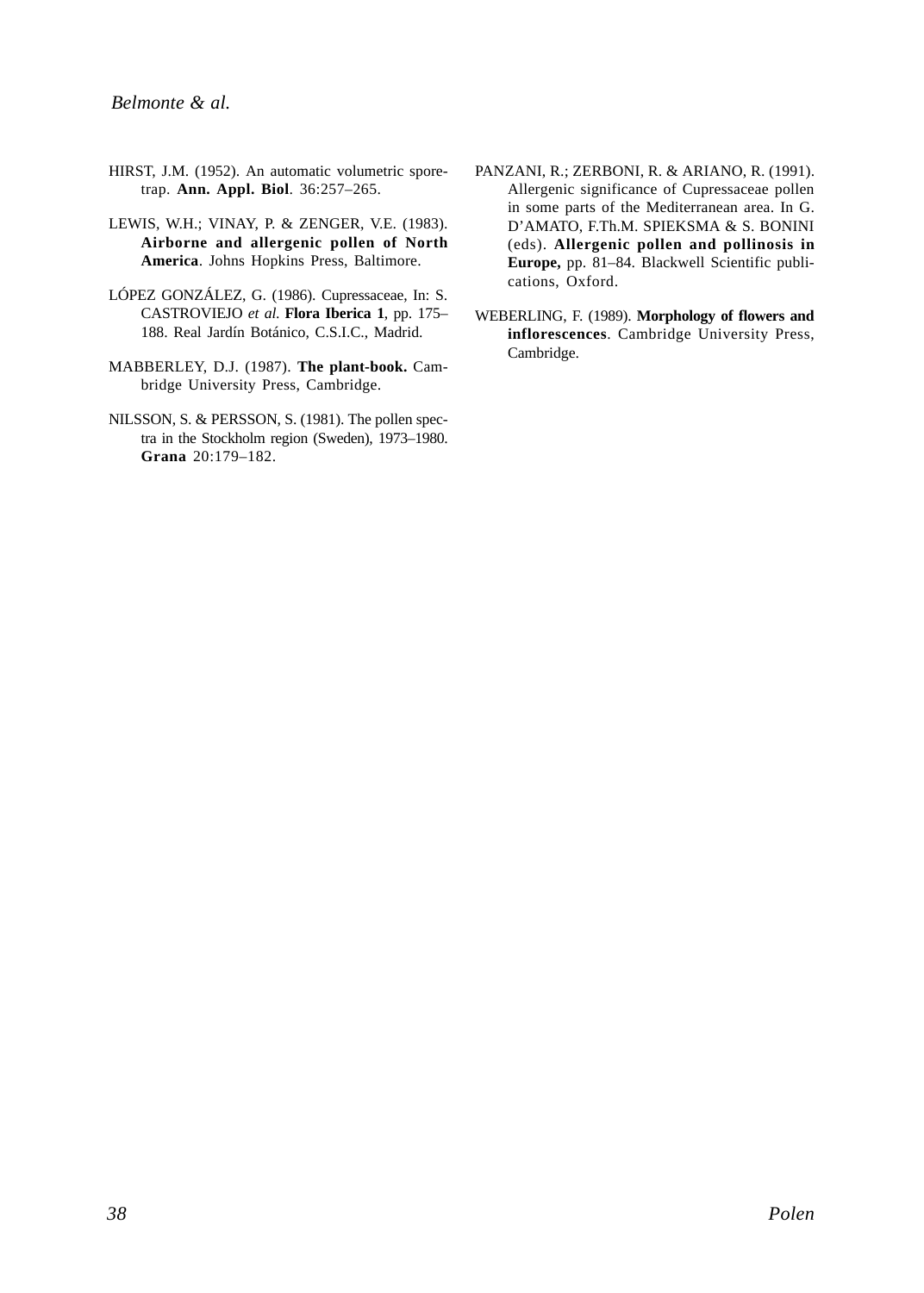HIRST, J.M. (1952). An automatic volumetric spore-trap. **Ann. Appl. Biol**. 36:257–265.

LEWIS, W.H.; VINAY, P. & ZENGER, V.E. (1983). **Airborne and allergenic pollen of North America**. Johns Hopkins Press, Baltimore.

LÓPEZ GONZÁLEZ, G. (1986). Cupressaceae, In: S. CASTROVIEJO *et al.* **Flora Iberica 1**, pp. 175–188. Real Jardín Botánico, C.S.I.C., Madrid.

MABBERLEY, D.J. (1987). **The plant-book.** Cambridge University Press, Cambridge.

NILSSON, S. & PERSSON, S. (1981). The pollen spectra in the Stockholm region (Sweden), 1973–1980. **Grana** 20:179–182.

PANZANI, R.; ZERBONI, R. & ARIANO, R. (1991). Allergenic significance of Cupressaceae pollen in some parts of the Mediterranean area. In G. D'AMATO, F.Th.M. SPIEKSMA & S. BONINI (eds). **Allergenic pollen and pollinosis in Europe,** pp. 81–84. Blackwell Scientific publications, Oxford.

WEBERLING, F. (1989). **Morphology of flowers and inflorescences**. Cambridge University Press, Cambridge.